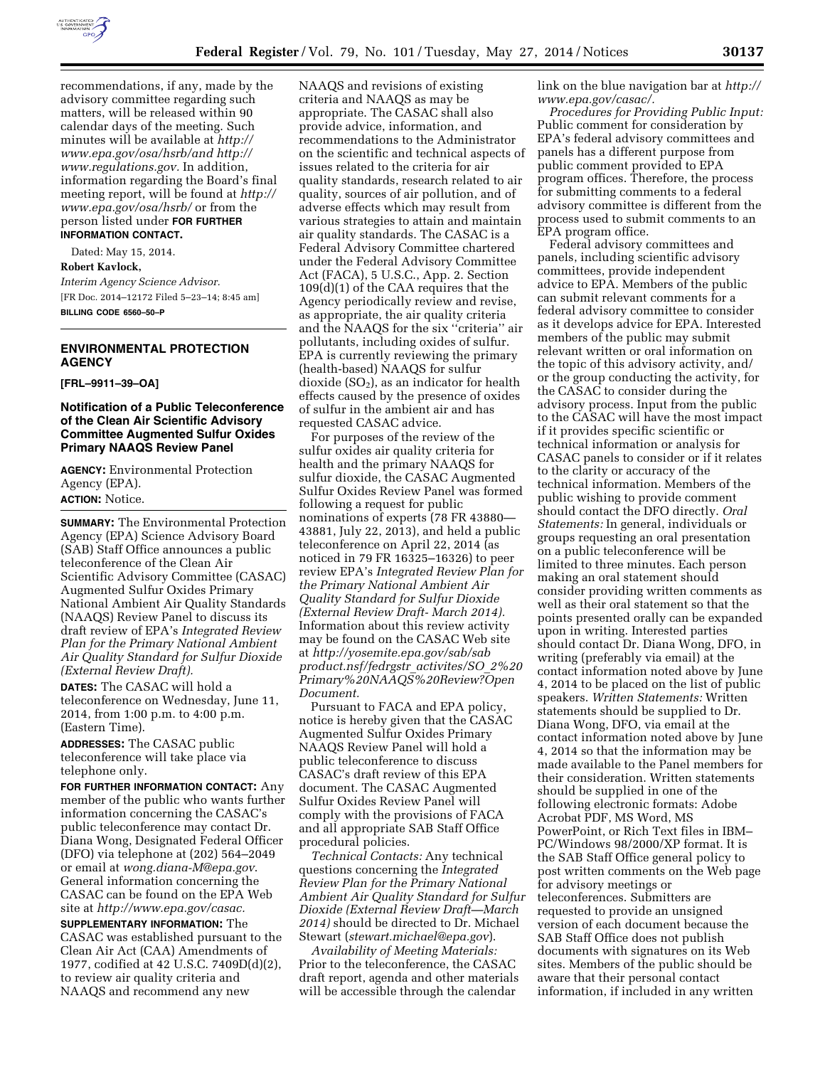recommendations, if any, made by the advisory committee regarding such matters, will be released within 90 calendar days of the meeting. Such minutes will be available at *http://www.epa.gov/osa/hsrb/and http://www.regulations.gov.* In addition, information regarding the Board's final meeting report, will be found at *http://www.epa.gov/osa/hsrb/* or from the person listed under **FOR FURTHER INFORMATION CONTACT.**

Dated: May 15, 2014.

**Robert Kavlock,**

*Interim Agency Science Advisor.*

[FR Doc. 2014–12172 Filed 5–23–14; 8:45 am]

**BILLING CODE 6560–50–P**

## ENVIRONMENTAL PROTECTION AGENCY

**[FRL–9911–39–OA]**

### Notification of a Public Teleconference of the Clean Air Scientific Advisory Committee Augmented Sulfur Oxides Primary NAAQS Review Panel

**AGENCY:** Environmental Protection Agency (EPA).

**ACTION:** Notice.

**SUMMARY:** The Environmental Protection Agency (EPA) Science Advisory Board (SAB) Staff Office announces a public teleconference of the Clean Air Scientific Advisory Committee (CASAC) Augmented Sulfur Oxides Primary National Ambient Air Quality Standards (NAAQS) Review Panel to discuss its draft review of EPA's *Integrated Review Plan for the Primary National Ambient Air Quality Standard for Sulfur Dioxide (External Review Draft).*

**DATES:** The CASAC will hold a teleconference on Wednesday, June 11, 2014, from 1:00 p.m. to 4:00 p.m. (Eastern Time).

**ADDRESSES:** The CASAC public teleconference will take place via telephone only.

**FOR FURTHER INFORMATION CONTACT:** Any member of the public who wants further information concerning the CASAC's public teleconference may contact Dr. Diana Wong, Designated Federal Officer (DFO) via telephone at (202) 564–2049 or email at *wong.diana-M@epa.gov*. General information concerning the CASAC can be found on the EPA Web site at *http://www.epa.gov/casac.*

**SUPPLEMENTARY INFORMATION:** The CASAC was established pursuant to the Clean Air Act (CAA) Amendments of 1977, codified at 42 U.S.C. 7409D(d)(2), to review air quality criteria and NAAQS and recommend any new NAAQS and revisions of existing criteria and NAAQS as may be appropriate. The CASAC shall also provide advice, information, and recommendations to the Administrator on the scientific and technical aspects of issues related to the criteria for air quality standards, research related to air quality, sources of air pollution, and of adverse effects which may result from various strategies to attain and maintain air quality standards. The CASAC is a Federal Advisory Committee chartered under the Federal Advisory Committee Act (FACA), 5 U.S.C., App. 2. Section 109(d)(1) of the CAA requires that the Agency periodically review and revise, as appropriate, the air quality criteria and the NAAQS for the six ''criteria'' air pollutants, including oxides of sulfur. EPA is currently reviewing the primary (health-based) NAAQS for sulfur dioxide ($SO_2$), as an indicator for health effects caused by the presence of oxides of sulfur in the ambient air and has requested CASAC advice.

For purposes of the review of the sulfur oxides air quality criteria for health and the primary NAAQS for sulfur dioxide, the CASAC Augmented Sulfur Oxides Review Panel was formed following a request for public nominations of experts (78 FR 43880—43881, July 22, 2013), and held a public teleconference on April 22, 2014 (as noticed in 79 FR 16325–16326) to peer review EPA's *Integrated Review Plan for the Primary National Ambient Air Quality Standard for Sulfur Dioxide (External Review Draft- March 2014).* Information about this review activity may be found on the CASAC Web site at *http://yosemite.epa.gov/sab/sabproduct.nsf/fedrgstr_activites/SO_2%20Primary%20NAAQS%20Review?OpenDocument.*

Pursuant to FACA and EPA policy, notice is hereby given that the CASAC Augmented Sulfur Oxides Primary NAAQS Review Panel will hold a public teleconference to discuss CASAC's draft review of this EPA document. The CASAC Augmented Sulfur Oxides Review Panel will comply with the provisions of FACA and all appropriate SAB Staff Office procedural policies.

*Technical Contacts:* Any technical questions concerning the *Integrated Review Plan for the Primary National Ambient Air Quality Standard for Sulfur Dioxide (External Review Draft—March 2014)* should be directed to Dr. Michael Stewart (*stewart.michael@epa.gov*).

*Availability of Meeting Materials:* Prior to the teleconference, the CASAC draft report, agenda and other materials will be accessible through the calendar link on the blue navigation bar at *http://www.epa.gov/casac/.*

*Procedures for Providing Public Input:* Public comment for consideration by EPA's federal advisory committees and panels has a different purpose from public comment provided to EPA program offices. Therefore, the process for submitting comments to a federal advisory committee is different from the process used to submit comments to an EPA program office.

Federal advisory committees and panels, including scientific advisory committees, provide independent advice to EPA. Members of the public can submit relevant comments for a federal advisory committee to consider as it develops advice for EPA. Interested members of the public may submit relevant written or oral information on the topic of this advisory activity, and/or the group conducting the activity, for the CASAC to consider during the advisory process. Input from the public to the CASAC will have the most impact if it provides specific scientific or technical information or analysis for CASAC panels to consider or if it relates to the clarity or accuracy of the technical information. Members of the public wishing to provide comment should contact the DFO directly. *Oral Statements:* In general, individuals or groups requesting an oral presentation on a public teleconference will be limited to three minutes. Each person making an oral statement should consider providing written comments as well as their oral statement so that the points presented orally can be expanded upon in writing. Interested parties should contact Dr. Diana Wong, DFO, in writing (preferably via email) at the contact information noted above by June 4, 2014 to be placed on the list of public speakers. *Written Statements:* Written statements should be supplied to Dr. Diana Wong, DFO, via email at the contact information noted above by June 4, 2014 so that the information may be made available to the Panel members for their consideration. Written statements should be supplied in one of the following electronic formats: Adobe Acrobat PDF, MS Word, MS PowerPoint, or Rich Text files in IBM–PC/Windows 98/2000/XP format. It is the SAB Staff Office general policy to post written comments on the Web page for advisory meetings or teleconferences. Submitters are requested to provide an unsigned version of each document because the SAB Staff Office does not publish documents with signatures on its Web sites. Members of the public should be aware that their personal contact information, if included in any written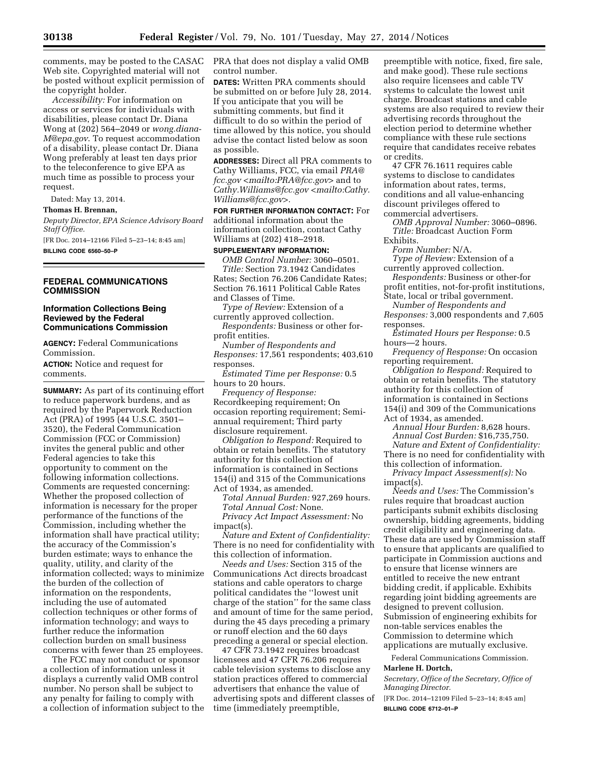comments, may be posted to the CASAC Web site. Copyrighted material will not be posted without explicit permission of the copyright holder.

*Accessibility:* For information on access or services for individuals with disabilities, please contact Dr. Diana Wong at (202) 564–2049 or *wong.diana-M@epa.gov*. To request accommodation of a disability, please contact Dr. Diana Wong preferably at least ten days prior to the teleconference to give EPA as much time as possible to process your request.

Dated: May 13, 2014.

**Thomas H. Brennan,**

*Deputy Director, EPA Science Advisory Board Staff Office.*

[FR Doc. 2014–12166 Filed 5–23–14; 8:45 am]

**BILLING CODE 6560–50–P**

---

## FEDERAL COMMUNICATIONS COMMISSION

### Information Collections Being Reviewed by the Federal Communications Commission

**AGENCY:** Federal Communications Commission.

**ACTION:** Notice and request for comments.

**SUMMARY:** As part of its continuing effort to reduce paperwork burdens, and as required by the Paperwork Reduction Act (PRA) of 1995 (44 U.S.C. 3501–3520), the Federal Communication Commission (FCC or Commission) invites the general public and other Federal agencies to take this opportunity to comment on the following information collections. Comments are requested concerning: Whether the proposed collection of information is necessary for the proper performance of the functions of the Commission, including whether the information shall have practical utility; the accuracy of the Commission's burden estimate; ways to enhance the quality, utility, and clarity of the information collected; ways to minimize the burden of the collection of information on the respondents, including the use of automated collection techniques or other forms of information technology; and ways to further reduce the information collection burden on small business concerns with fewer than 25 employees.

The FCC may not conduct or sponsor a collection of information unless it displays a currently valid OMB control number. No person shall be subject to any penalty for failing to comply with a collection of information subject to the PRA that does not display a valid OMB control number.

**DATES:** Written PRA comments should be submitted on or before July 28, 2014. If you anticipate that you will be submitting comments, but find it difficult to do so within the period of time allowed by this notice, you should advise the contact listed below as soon as possible.

**ADDRESSES:** Direct all PRA comments to Cathy Williams, FCC, via email *PRA@fcc.gov <mailto:PRA@fcc.gov>* and to *Cathy.Williams@fcc.gov <mailto:Cathy.Williams@fcc.gov>*.

**FOR FURTHER INFORMATION CONTACT:** For additional information about the information collection, contact Cathy Williams at (202) 418–2918.

**SUPPLEMENTARY INFORMATION:**

*OMB Control Number:* 3060–0501.

*Title:* Section 73.1942 Candidates Rates; Section 76.206 Candidate Rates; Section 76.1611 Political Cable Rates and Classes of Time.

*Type of Review:* Extension of a currently approved collection.

*Respondents:* Business or other for-profit entities.

*Number of Respondents and Responses:* 17,561 respondents; 403,610 responses.

*Estimated Time per Response:* 0.5 hours to 20 hours.

*Frequency of Response:* Recordkeeping requirement; On occasion reporting requirement; Semi-annual requirement; Third party disclosure requirement.

*Obligation to Respond:* Required to obtain or retain benefits. The statutory authority for this collection of information is contained in Sections 154(i) and 315 of the Communications Act of 1934, as amended.

*Total Annual Burden:* 927,269 hours.

*Total Annual Cost:* None.

*Privacy Act Impact Assessment:* No impact(s).

*Nature and Extent of Confidentiality:* There is no need for confidentiality with this collection of information.

*Needs and Uses:* Section 315 of the Communications Act directs broadcast stations and cable operators to charge political candidates the "lowest unit charge of the station" for the same class and amount of time for the same period, during the 45 days preceding a primary or runoff election and the 60 days preceding a general or special election.

47 CFR 73.1942 requires broadcast licensees and 47 CFR 76.206 requires cable television systems to disclose any station practices offered to commercial advertisers that enhance the value of advertising spots and different classes of time (immediately preemptible, preemptible with notice, fixed, fire sale, and make good). These rule sections also require licensees and cable TV systems to calculate the lowest unit charge. Broadcast stations and cable systems are also required to review their advertising records throughout the election period to determine whether compliance with these rule sections require that candidates receive rebates or credits.

47 CFR 76.1611 requires cable systems to disclose to candidates information about rates, terms, conditions and all value-enhancing discount privileges offered to commercial advertisers.

*OMB Approval Number:* 3060–0896.

*Title:* Broadcast Auction Form Exhibits.

*Form Number:* N/A.

*Type of Review:* Extension of a currently approved collection.

*Respondents:* Business or other-for profit entities, not-for-profit institutions, State, local or tribal government.

*Number of Respondents and Responses:* 3,000 respondents and 7,605 responses.

*Estimated Hours per Response:* 0.5 hours—2 hours.

*Frequency of Response:* On occasion reporting requirement.

*Obligation to Respond:* Required to obtain or retain benefits. The statutory authority for this collection of information is contained in Sections 154(i) and 309 of the Communications Act of 1934, as amended.

*Annual Hour Burden:* 8,628 hours.

*Annual Cost Burden:* $16,735,750.

*Nature and Extent of Confidentiality:* There is no need for confidentiality with this collection of information.

*Privacy Impact Assessment(s):* No impact(s).

*Needs and Uses:* The Commission's rules require that broadcast auction participants submit exhibits disclosing ownership, bidding agreements, bidding credit eligibility and engineering data. These data are used by Commission staff to ensure that applicants are qualified to participate in Commission auctions and to ensure that license winners are entitled to receive the new entrant bidding credit, if applicable. Exhibits regarding joint bidding agreements are designed to prevent collusion. Submission of engineering exhibits for non-table services enables the Commission to determine which applications are mutually exclusive.

Federal Communications Commission.

**Marlene H. Dortch,**

*Secretary, Office of the Secretary, Office of Managing Director.*

[FR Doc. 2014–12109 Filed 5–23–14; 8:45 am]

**BILLING CODE 6712–01–P**